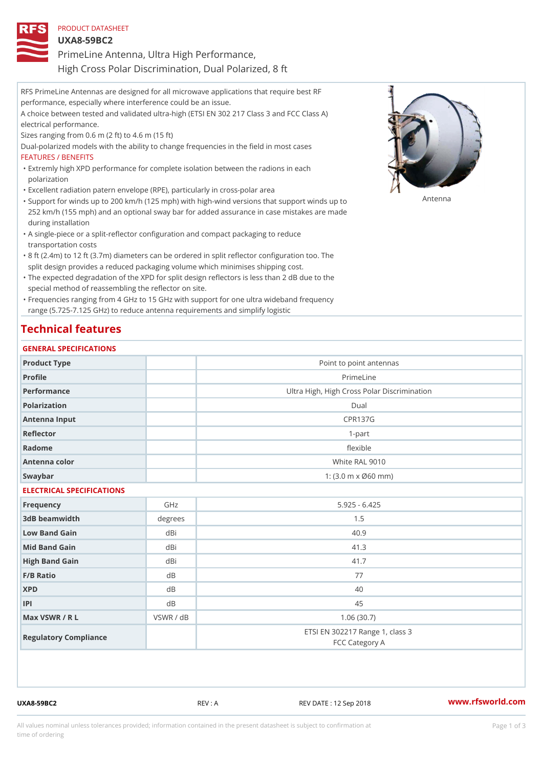PRODUCT DATASHEET

# UXA8-59BC2

PrimeLine Antenna, Ultra High Performance,
High Cross Polar Discrimination, Dual Polarized, 8 ft

RFS PrimeLine Antennas are designed for all microwave applications that require best RF performance, especially where interference could be an issue.
A choice between tested and validated ultra-high (ETSI EN 302 217 Class 3 and FCC Class A) electrical performance.
Sizes ranging from 0.6 m (2 ft) to 4.6 m (15 ft)
Dual-polarized models with the ability to change frequencies in the field in most cases

FEATURES / BENEFITS

- Extremly high XPD performance for complete isolation between the radions in each polarization
- Excellent radiation patern envelope (RPE), particularly in cross-polar area
- Support for winds up to 200 km/h (125 mph) with high-wind versions that support winds up to 252 km/h (155 mph) and an optional sway bar for added assurance in case mistakes are made during installation
- A single-piece or a split-reflector configuration and compact packaging to reduce transportation costs
- 8 ft (2.4m) to 12 ft (3.7m) diameters can be ordered in split reflector configuration too. The split design provides a reduced packaging volume which minimises shipping cost.
- The expected degradation of the XPD for split design reflectors is less than 2 dB due to the special method of reassembling the reflector on site.
- Frequencies ranging from 4 GHz to 15 GHz with support for one ultra wideband frequency range (5.725-7.125 GHz) to reduce antenna requirements and simplify logistic

Antenna

## Technical features

### GENERAL SPECIFICATIONS

| | | |
|---|---|---|
| Product Type | | Point to point antennas |
| Profile | | PrimeLine |
| Performance | | Ultra High, High Cross Polar Discrimination |
| Polarization | | Dual |
| Antenna Input | | CPR137G |
| Reflector | | 1-part |
| Radome | | flexible |
| Antenna color | | White RAL 9010 |
| Swaybar | | 1: (3.0 m x Ø60 mm) |

### ELECTRICAL SPECIFICATIONS

| | | |
|---|---|---|
| Frequency | GHz | 5.925 - 6.425 |
| 3dB beamwidth | degrees | 1.5 |
| Low Band Gain | dBi | 40.9 |
| Mid Band Gain | dBi | 41.3 |
| High Band Gain | dBi | 41.7 |
| F/B Ratio | dB | 77 |
| XPD | dB | 40 |
| IPI | dB | 45 |
| Max VSWR / R L | VSWR / dB | 1.06 (30.7) |
| Regulatory Compliance | | ETSI EN 302217 Range 1, class 3<br>FCC Category A |

UXA8-59BC2 REV : A REV DATE : 12 Sep 2018 www.rfsworld.com

All values nominal unless tolerances provided; information contained in the present datasheet is subject to confirmation at time of ordering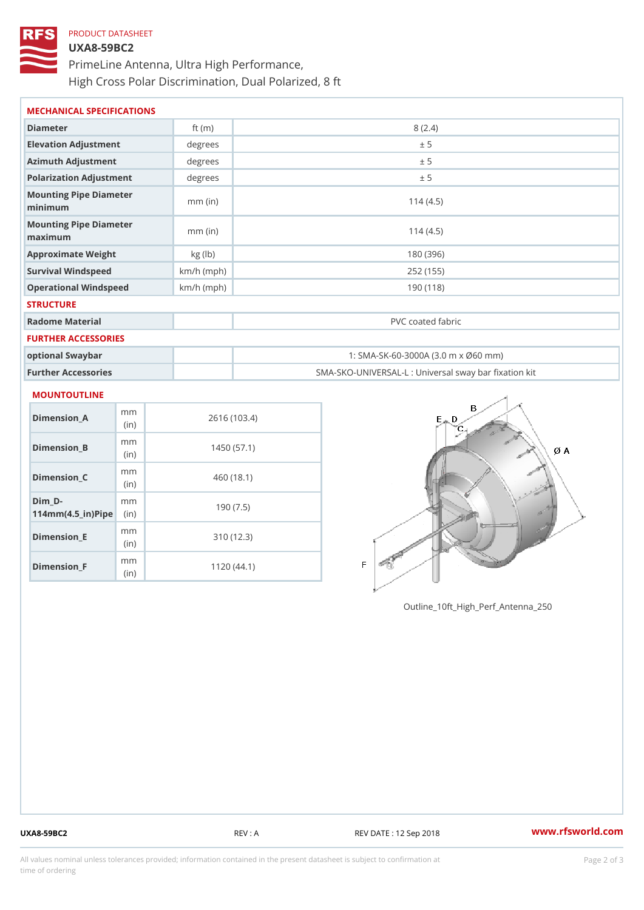PRODUCT DATASHEET

# UXA8-59BC2

PrimeLine Antenna, Ultra High Performance,
High Cross Polar Discrimination, Dual Polarized, 8 ft

## MECHANICAL SPECIFICATIONS

| | | |
|---|---|---|
| Diameter | ft (m) | 8 (2.4) |
| Elevation Adjustment | degrees | ± 5 |
| Azimuth Adjustment | degrees | ± 5 |
| Polarization Adjustment | degrees | ± 5 |
| Mounting Pipe Diameter minimum | mm (in) | 114 (4.5) |
| Mounting Pipe Diameter maximum | mm (in) | 114 (4.5) |
| Approximate Weight | kg (lb) | 180 (396) |
| Survival Windspeed | km/h (mph) | 252 (155) |
| Operational Windspeed | km/h (mph) | 190 (118) |

## STRUCTURE

| | | |
|---|---|---|
| Radome Material | | PVC coated fabric |

## FURTHER ACCESSORIES

| | | |
|---|---|---|
| optional Swaybar | | 1: SMA-SK-60-3000A (3.0 m x Ø60 mm) |
| Further Accessories | | SMA-SKO-UNIVERSAL-L : Universal sway bar fixation kit |

## MOUNTOUTLINE

| | | |
|---|---|---|
| Dimension_A | mm (in) | 2616 (103.4) |
| Dimension_B | mm (in) | 1450 (57.1) |
| Dimension_C | mm (in) | 460 (18.1) |
| Dim_D-114mm(4.5_in)Pipe | mm (in) | 190 (7.5) |
| Dimension_E | mm (in) | 310 (12.3) |
| Dimension_F | mm (in) | 1120 (44.1) |

Outline_10ft_High_Perf_Antenna_250

UXA8-59BC2 REV : A REV DATE : 12 Sep 2018 www.rfsworld.com

All values nominal unless tolerances provided; information contained in the present datasheet is subject to confirmation at time of ordering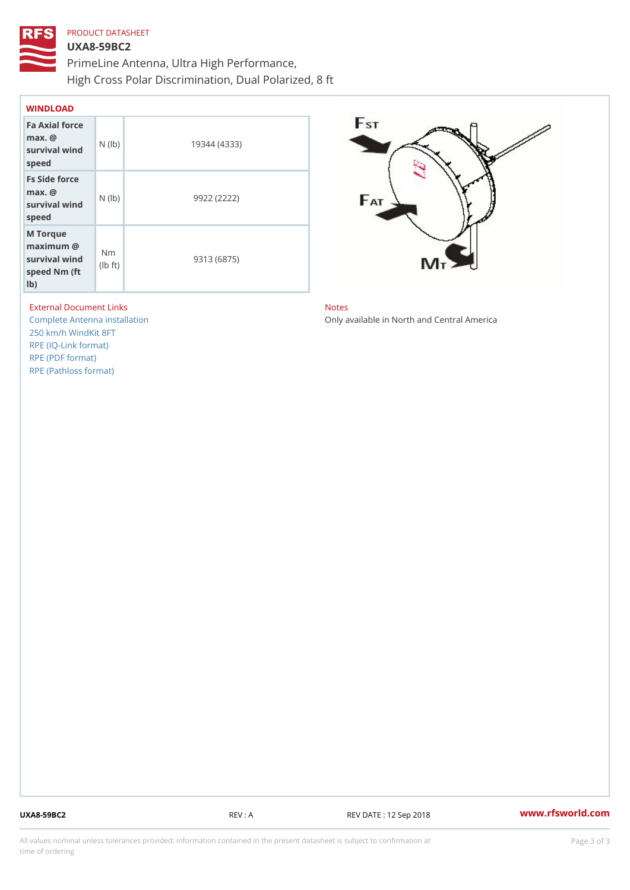PRODUCT DATASHEET

# UXA8-59BC2

PrimeLine Antenna, Ultra High Performance, High Cross Polar Discrimination, Dual Polarized, 8 ft

## WINDLOAD

| | | |
|---|---|---|
| Fa Axial force max. @ survival wind speed | N (lb) | 19344 (4333) |
| Fs Side force max. @ survival wind speed | N (lb) | 9922 (2222) |
| M Torque maximum @ survival wind speed Nm (ft lb) | Nm (lb ft) | 9313 (6875) |

FST

FAT

MT

### External Document Links

Complete Antenna installation

250 km/h WindKit 8FT

RPE (IQ-Link format)

RPE (PDF format)

RPE (Pathloss format)

### Notes

Only available in North and Central America

UXA8-59BC2 REV : A REV DATE : 12 Sep 2018 www.rfsworld.com

All values nominal unless tolerances provided; information contained in the present datasheet is subject to confirmation at time of ordering